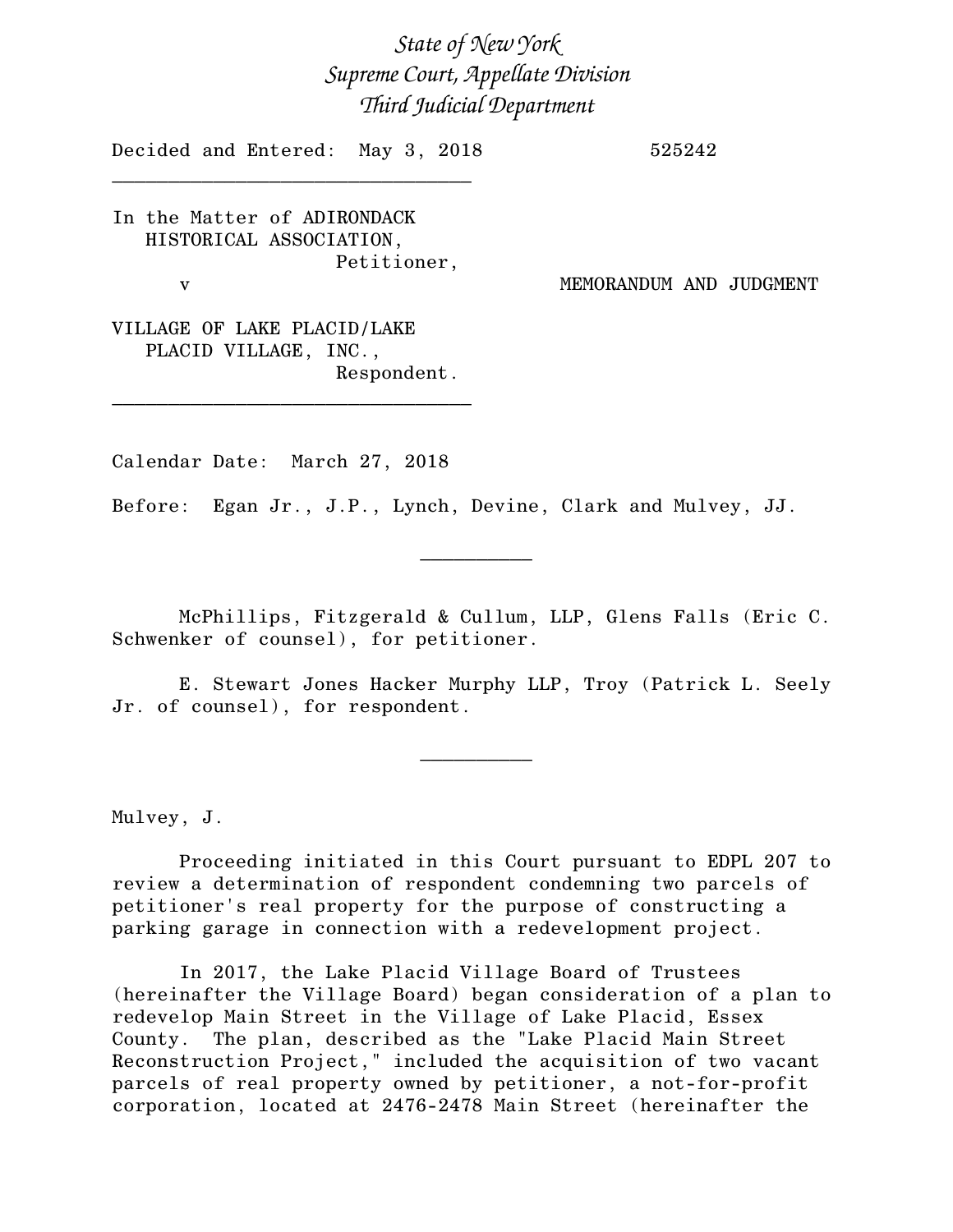*State of New York*
*Supreme Court, Appellate Division*
*Third Judicial Department*

Decided and Entered: May 3, 2018 525242

---

In the Matter of ADIRONDACK HISTORICAL ASSOCIATION,
Petitioner,

v

VILLAGE OF LAKE PLACID/LAKE PLACID VILLAGE, INC.,
Respondent.

MEMORANDUM AND JUDGMENT

---

Calendar Date: March 27, 2018

Before: Egan Jr., J.P., Lynch, Devine, Clark and Mulvey, JJ.

---

McPhillips, Fitzgerald & Cullum, LLP, Glens Falls (Eric C. Schwenker of counsel), for petitioner.

E. Stewart Jones Hacker Murphy LLP, Troy (Patrick L. Seely Jr. of counsel), for respondent.

---

Mulvey, J.

Proceeding initiated in this Court pursuant to EDPL 207 to review a determination of respondent condemning two parcels of petitioner's real property for the purpose of constructing a parking garage in connection with a redevelopment project.

In 2017, the Lake Placid Village Board of Trustees (hereinafter the Village Board) began consideration of a plan to redevelop Main Street in the Village of Lake Placid, Essex County. The plan, described as the "Lake Placid Main Street Reconstruction Project," included the acquisition of two vacant parcels of real property owned by petitioner, a not-for-profit corporation, located at 2476-2478 Main Street (hereinafter the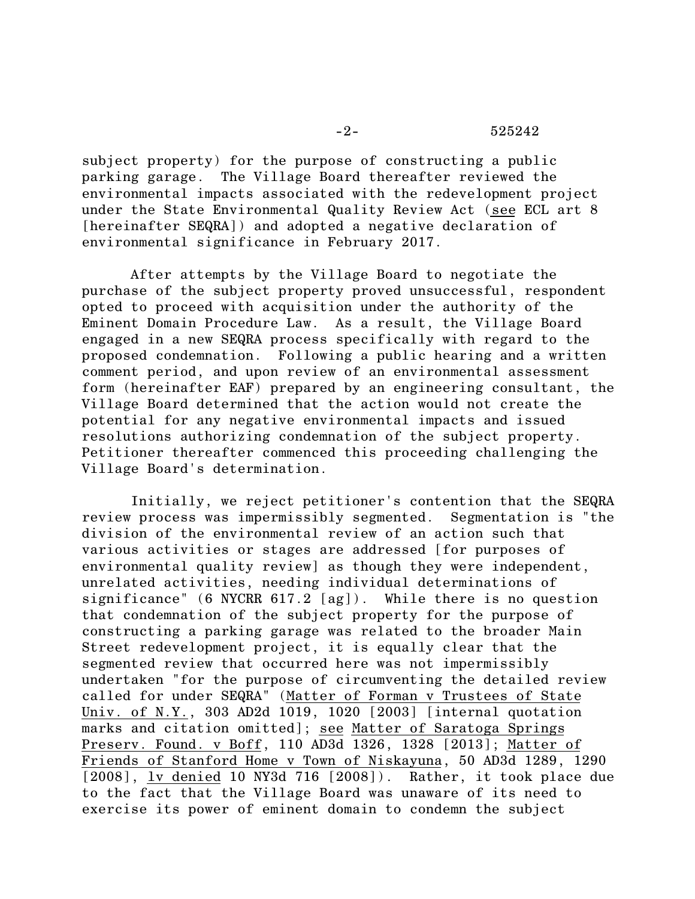subject property) for the purpose of constructing a public parking garage. The Village Board thereafter reviewed the environmental impacts associated with the redevelopment project under the State Environmental Quality Review Act (see ECL art 8 [hereinafter SEQRA]) and adopted a negative declaration of environmental significance in February 2017.

After attempts by the Village Board to negotiate the purchase of the subject property proved unsuccessful, respondent opted to proceed with acquisition under the authority of the Eminent Domain Procedure Law. As a result, the Village Board engaged in a new SEQRA process specifically with regard to the proposed condemnation. Following a public hearing and a written comment period, and upon review of an environmental assessment form (hereinafter EAF) prepared by an engineering consultant, the Village Board determined that the action would not create the potential for any negative environmental impacts and issued resolutions authorizing condemnation of the subject property. Petitioner thereafter commenced this proceeding challenging the Village Board's determination.

Initially, we reject petitioner's contention that the SEQRA review process was impermissibly segmented. Segmentation is "the division of the environmental review of an action such that various activities or stages are addressed [for purposes of environmental quality review] as though they were independent, unrelated activities, needing individual determinations of significance" (6 NYCRR 617.2 [ag]). While there is no question that condemnation of the subject property for the purpose of constructing a parking garage was related to the broader Main Street redevelopment project, it is equally clear that the segmented review that occurred here was not impermissibly undertaken "for the purpose of circumventing the detailed review called for under SEQRA" (Matter of Forman v Trustees of State Univ. of N.Y., 303 AD2d 1019, 1020 [2003] [internal quotation marks and citation omitted]; see Matter of Saratoga Springs Preserv. Found. v Boff, 110 AD3d 1326, 1328 [2013]; Matter of Friends of Stanford Home v Town of Niskayuna, 50 AD3d 1289, 1290 [2008], lv denied 10 NY3d 716 [2008]). Rather, it took place due to the fact that the Village Board was unaware of its need to exercise its power of eminent domain to condemn the subject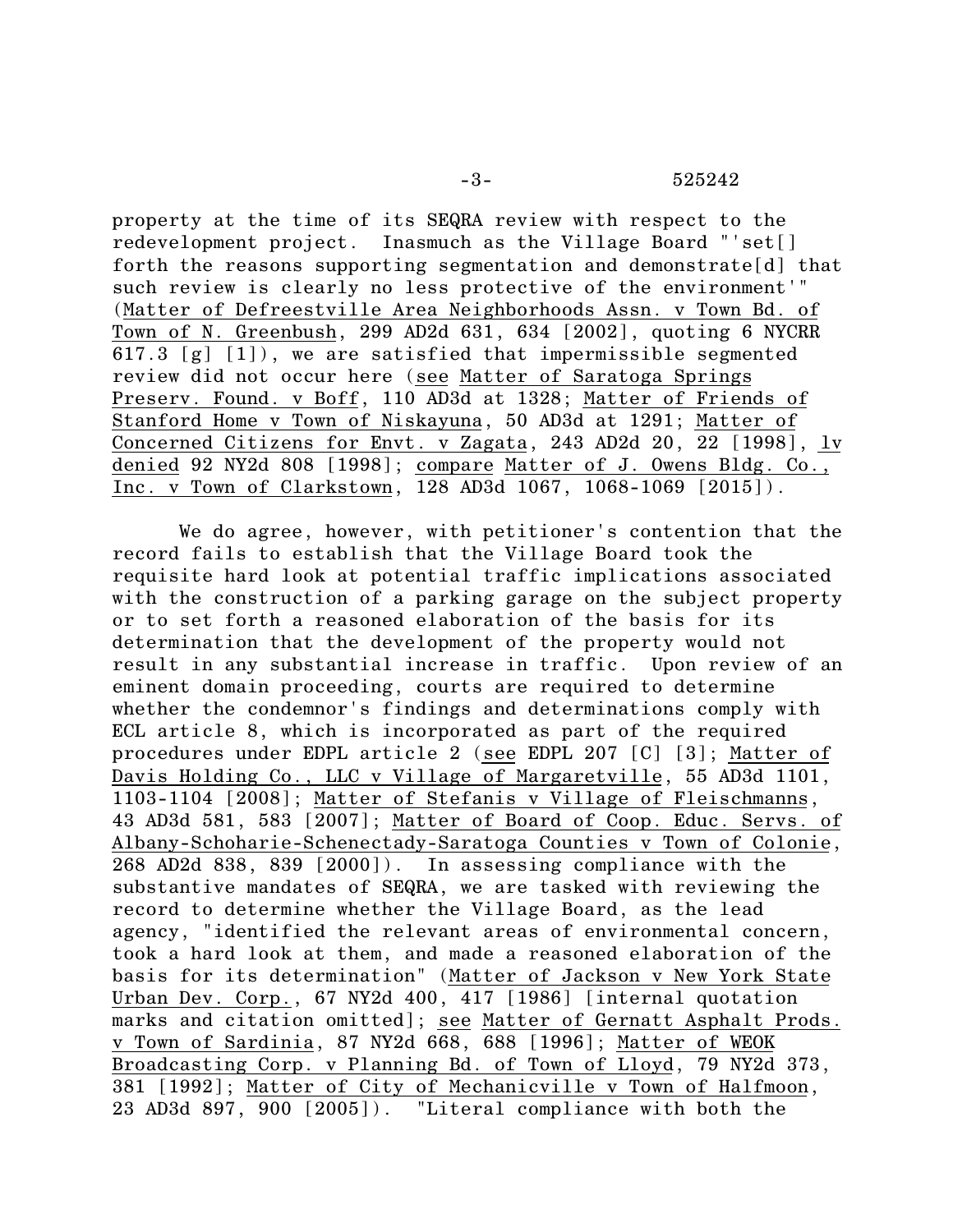property at the time of its SEQRA review with respect to the redevelopment project. Inasmuch as the Village Board "'set[] forth the reasons supporting segmentation and demonstrate[d] that such review is clearly no less protective of the environment'" (Matter of Defreestville Area Neighborhoods Assn. v Town Bd. of Town of N. Greenbush, 299 AD2d 631, 634 [2002], quoting 6 NYCRR 617.3 [g] [1]), we are satisfied that impermissible segmented review did not occur here (see Matter of Saratoga Springs Preserv. Found. v Boff, 110 AD3d at 1328; Matter of Friends of Stanford Home v Town of Niskayuna, 50 AD3d at 1291; Matter of Concerned Citizens for Envt. v Zagata, 243 AD2d 20, 22 [1998], lv denied 92 NY2d 808 [1998]; compare Matter of J. Owens Bldg. Co., Inc. v Town of Clarkstown, 128 AD3d 1067, 1068-1069 [2015]).

We do agree, however, with petitioner's contention that the record fails to establish that the Village Board took the requisite hard look at potential traffic implications associated with the construction of a parking garage on the subject property or to set forth a reasoned elaboration of the basis for its determination that the development of the property would not result in any substantial increase in traffic. Upon review of an eminent domain proceeding, courts are required to determine whether the condemnor's findings and determinations comply with ECL article 8, which is incorporated as part of the required procedures under EDPL article 2 (see EDPL 207 [C] [3]; Matter of Davis Holding Co., LLC v Village of Margaretville, 55 AD3d 1101, 1103-1104 [2008]; Matter of Stefanis v Village of Fleischmanns, 43 AD3d 581, 583 [2007]; Matter of Board of Coop. Educ. Servs. of Albany-Schoharie-Schenectady-Saratoga Counties v Town of Colonie, 268 AD2d 838, 839 [2000]). In assessing compliance with the substantive mandates of SEQRA, we are tasked with reviewing the record to determine whether the Village Board, as the lead agency, "identified the relevant areas of environmental concern, took a hard look at them, and made a reasoned elaboration of the basis for its determination" (Matter of Jackson v New York State Urban Dev. Corp., 67 NY2d 400, 417 [1986] [internal quotation marks and citation omitted]; see Matter of Gernatt Asphalt Prods. v Town of Sardinia, 87 NY2d 668, 688 [1996]; Matter of WEOK Broadcasting Corp. v Planning Bd. of Town of Lloyd, 79 NY2d 373, 381 [1992]; Matter of City of Mechanicville v Town of Halfmoon, 23 AD3d 897, 900 [2005]). "Literal compliance with both the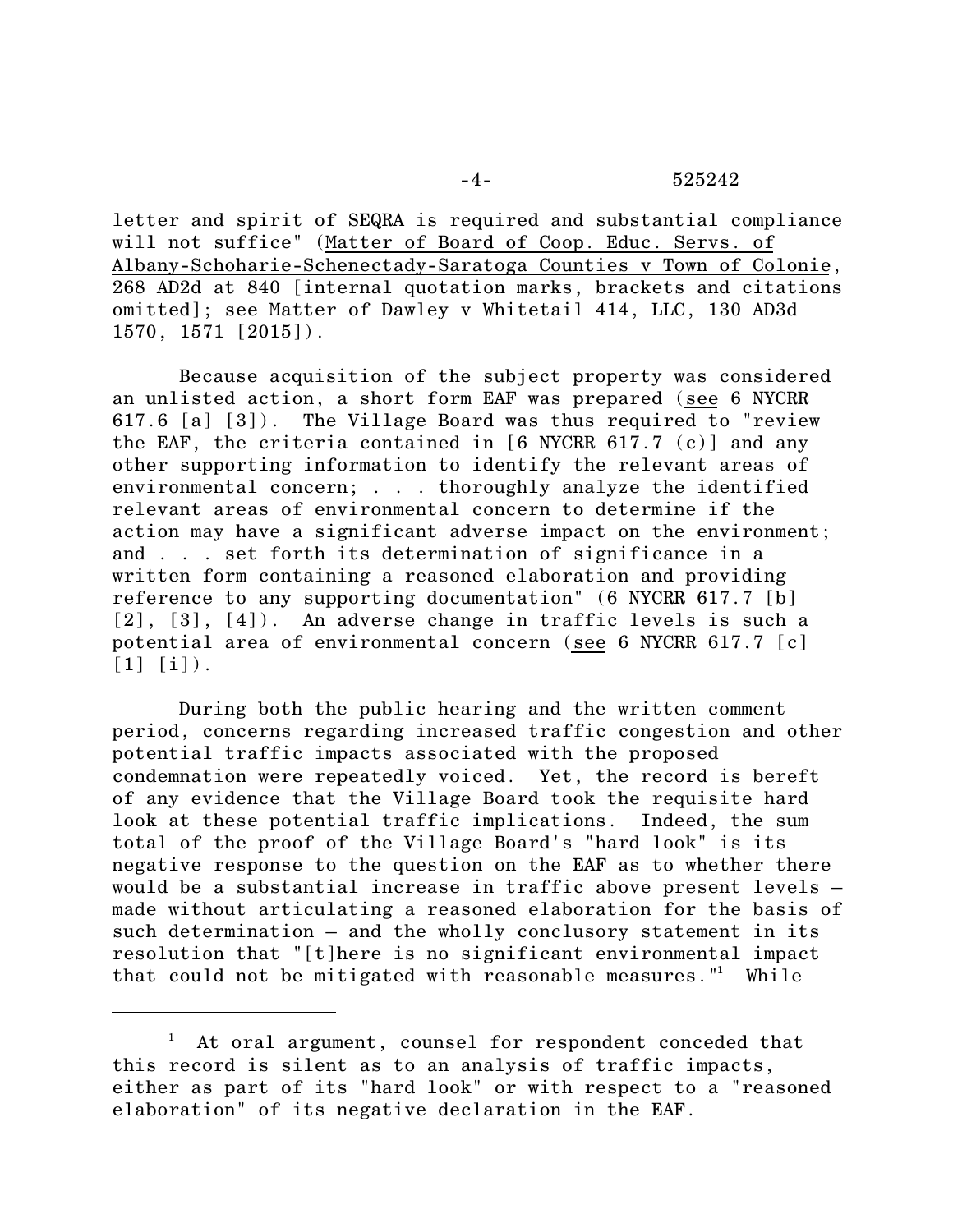letter and spirit of SEQRA is required and substantial compliance will not suffice" (Matter of Board of Coop. Educ. Servs. of Albany-Schoharie-Schenectady-Saratoga Counties v Town of Colonie, 268 AD2d at 840 [internal quotation marks, brackets and citations omitted]; see Matter of Dawley v Whitetail 414, LLC, 130 AD3d 1570, 1571 [2015]).

Because acquisition of the subject property was considered an unlisted action, a short form EAF was prepared (see 6 NYCRR 617.6 [a] [3]). The Village Board was thus required to "review the EAF, the criteria contained in [6 NYCRR 617.7 (c)] and any other supporting information to identify the relevant areas of environmental concern; . . . thoroughly analyze the identified relevant areas of environmental concern to determine if the action may have a significant adverse impact on the environment; and . . . set forth its determination of significance in a written form containing a reasoned elaboration and providing reference to any supporting documentation" (6 NYCRR 617.7 [b] [2], [3], [4]). An adverse change in traffic levels is such a potential area of environmental concern (see 6 NYCRR 617.7 [c] [1] [i]).

During both the public hearing and the written comment period, concerns regarding increased traffic congestion and other potential traffic impacts associated with the proposed condemnation were repeatedly voiced. Yet, the record is bereft of any evidence that the Village Board took the requisite hard look at these potential traffic implications. Indeed, the sum total of the proof of the Village Board's "hard look" is its negative response to the question on the EAF as to whether there would be a substantial increase in traffic above present levels – made without articulating a reasoned elaboration for the basis of such determination – and the wholly conclusory statement in its resolution that "[t]here is no significant environmental impact that could not be mitigated with reasonable measures."[1] While

---

[1] At oral argument, counsel for respondent conceded that this record is silent as to an analysis of traffic impacts, either as part of its "hard look" or with respect to a "reasoned elaboration" of its negative declaration in the EAF.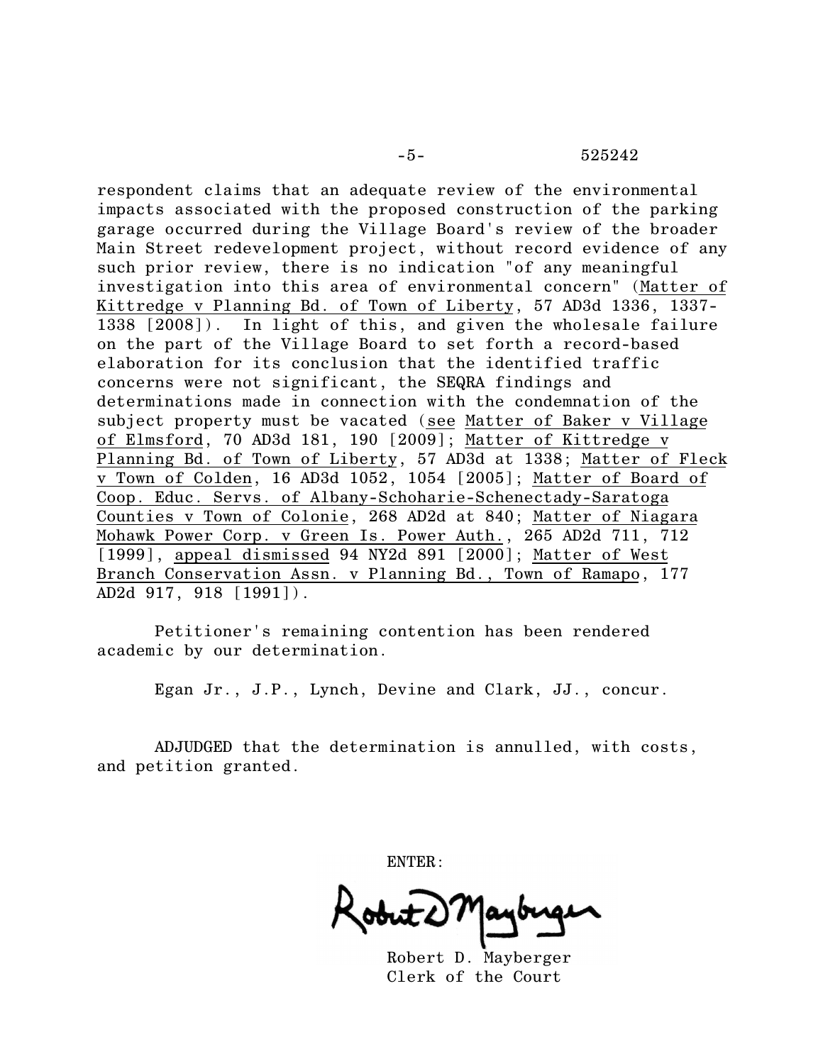respondent claims that an adequate review of the environmental impacts associated with the proposed construction of the parking garage occurred during the Village Board's review of the broader Main Street redevelopment project, without record evidence of any such prior review, there is no indication "of any meaningful investigation into this area of environmental concern" (Matter of Kittredge v Planning Bd. of Town of Liberty, 57 AD3d 1336, 1337-1338 [2008]). In light of this, and given the wholesale failure on the part of the Village Board to set forth a record-based elaboration for its conclusion that the identified traffic concerns were not significant, the SEQRA findings and determinations made in connection with the condemnation of the subject property must be vacated (see Matter of Baker v Village of Elmsford, 70 AD3d 181, 190 [2009]; Matter of Kittredge v Planning Bd. of Town of Liberty, 57 AD3d at 1338; Matter of Fleck v Town of Colden, 16 AD3d 1052, 1054 [2005]; Matter of Board of Coop. Educ. Servs. of Albany-Schoharie-Schenectady-Saratoga Counties v Town of Colonie, 268 AD2d at 840; Matter of Niagara Mohawk Power Corp. v Green Is. Power Auth., 265 AD2d 711, 712 [1999], appeal dismissed 94 NY2d 891 [2000]; Matter of West Branch Conservation Assn. v Planning Bd., Town of Ramapo, 177 AD2d 917, 918 [1991]).

Petitioner's remaining contention has been rendered academic by our determination.

Egan Jr., J.P., Lynch, Devine and Clark, JJ., concur.

ADJUDGED that the determination is annulled, with costs, and petition granted.

ENTER:

Robert D. Mayberger
Clerk of the Court